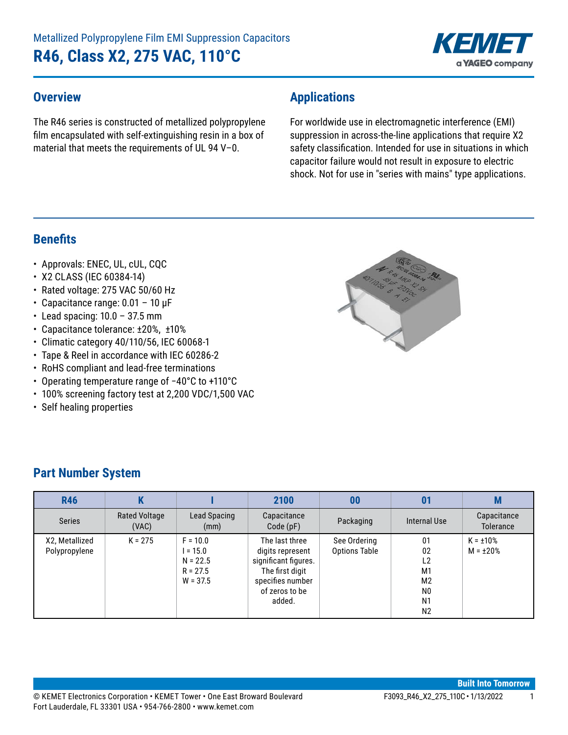Metallized Polypropylene Film EMI Suppression Capacitors

# R46, Class X2, 275 VAC, 110°C

## Overview

The R46 series is constructed of metallized polypropylene film encapsulated with self-extinguishing resin in a box of material that meets the requirements of UL 94 V–0.

## Applications

For worldwide use in electromagnetic interference (EMI) suppression in across-the-line applications that require X2 safety classification. Intended for use in situations in which capacitor failure would not result in exposure to electric shock. Not for use in "series with mains" type applications.

## Benefits

- Approvals: ENEC, UL, cUL, CQC
- X2 CLASS (IEC 60384-14)
- Rated voltage: 275 VAC 50/60 Hz
- Capacitance range: 0.01 – 10 µF
- Lead spacing: 10.0 – 37.5 mm
- Capacitance tolerance: ±20%, ±10%
- Climatic category 40/110/56, IEC 60068-1
- Tape & Reel in accordance with IEC 60286-2
- RoHS compliant and lead-free terminations
- Operating temperature range of −40°C to +110°C
- 100% screening factory test at 2,200 VDC/1,500 VAC
- Self healing properties

## Part Number System

| R46 | K | I | 2100 | 00 | 01 | M |
|---|---|---|---|---|---|---|
| Series | Rated Voltage (VAC) | Lead Spacing (mm) | Capacitance Code (pF) | Packaging | Internal Use | Capacitance Tolerance |
| X2, Metallized Polypropylene | K = 275 | F = 10.0<br>I = 15.0<br>N = 22.5<br>R = 27.5<br>W = 37.5 | The last three digits represent significant figures. The first digit specifies number of zeros to be added. | See Ordering Options Table | 01<br>02<br>L2<br>M1<br>M2<br>N0<br>N1<br>N2 | K = ±10%<br>M = ±20% |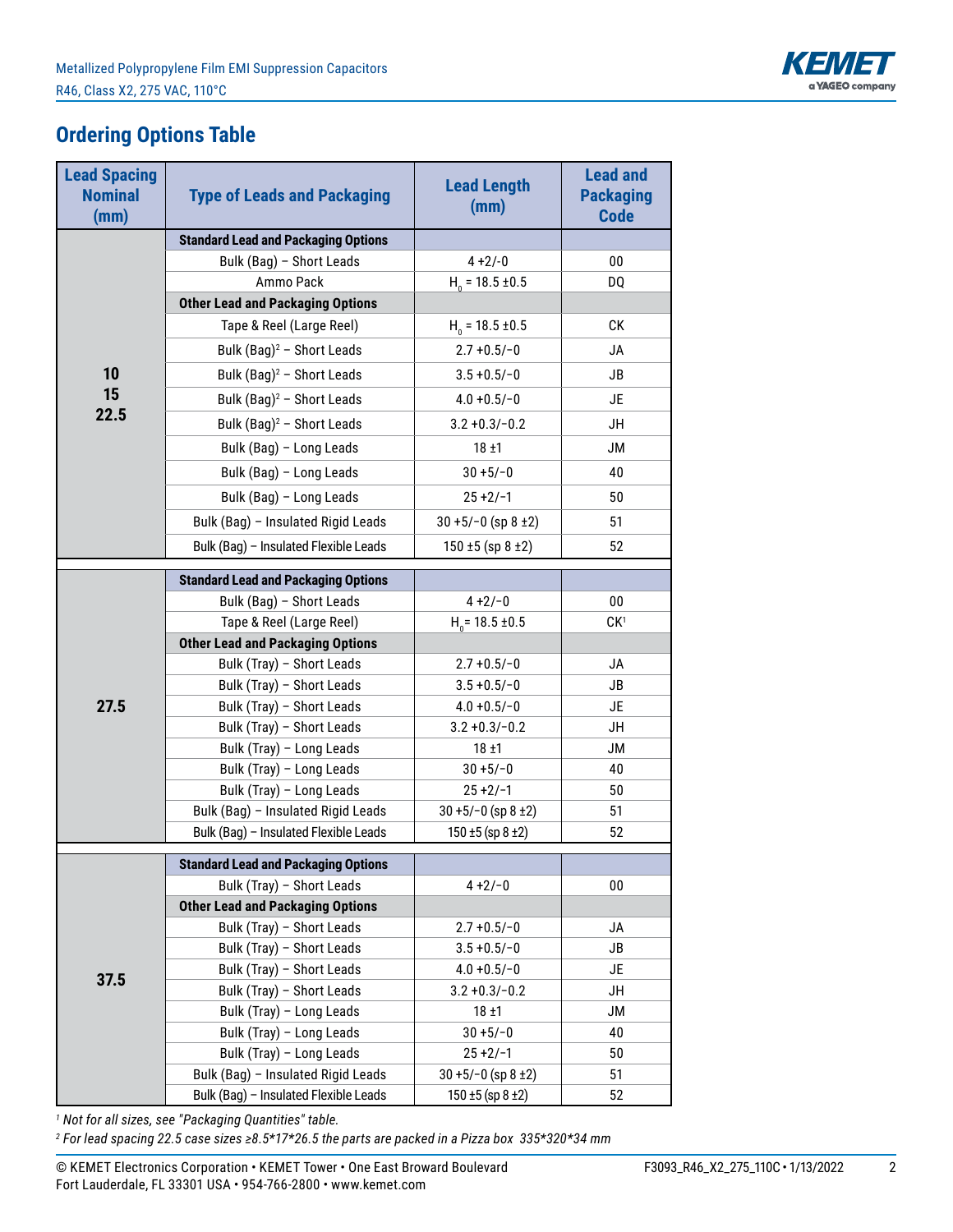## Ordering Options Table

| Lead Spacing Nominal (mm) | Type of Leads and Packaging | Lead Length (mm) | Lead and Packaging Code |
|---|---|---|---|
| 10<br>15<br>22.5 | **Standard Lead and Packaging Options** | | |
| | Bulk (Bag) – Short Leads | 4 +2/−0 | 00 |
| | Ammo Pack | $H_0$ = 18.5 ±0.5 | DQ |
| | **Other Lead and Packaging Options** | | |
| | Tape & Reel (Large Reel) | $H_0$ = 18.5 ±0.5 | CK |
| | Bulk (Bag)[2] – Short Leads | 2.7 +0.5/−0 | JA |
| | Bulk (Bag)[2] – Short Leads | 3.5 +0.5/−0 | JB |
| | Bulk (Bag)[2] – Short Leads | 4.0 +0.5/−0 | JE |
| | Bulk (Bag)[2] – Short Leads | 3.2 +0.3/−0.2 | JH |
| | Bulk (Bag) – Long Leads | 18 ±1 | JM |
| | Bulk (Bag) – Long Leads | 30 +5/−0 | 40 |
| | Bulk (Bag) – Long Leads | 25 +2/−1 | 50 |
| | Bulk (Bag) – Insulated Rigid Leads | 30 +5/−0 (sp 8 ±2) | 51 |
| | Bulk (Bag) – Insulated Flexible Leads | 150 ±5 (sp 8 ±2) | 52 |
| 27.5 | **Standard Lead and Packaging Options** | | |
| | Bulk (Bag) – Short Leads | 4 +2/−0 | 00 |
| | Tape & Reel (Large Reel) | $H_0$ = 18.5 ±0.5 | CK[1] |
| | **Other Lead and Packaging Options** | | |
| | Bulk (Tray) – Short Leads | 2.7 +0.5/−0 | JA |
| | Bulk (Tray) – Short Leads | 3.5 +0.5/−0 | JB |
| | Bulk (Tray) – Short Leads | 4.0 +0.5/−0 | JE |
| | Bulk (Tray) – Short Leads | 3.2 +0.3/−0.2 | JH |
| | Bulk (Tray) – Long Leads | 18 ±1 | JM |
| | Bulk (Tray) – Long Leads | 30 +5/−0 | 40 |
| | Bulk (Tray) – Long Leads | 25 +2/−1 | 50 |
| | Bulk (Bag) – Insulated Rigid Leads | 30 +5/−0 (sp 8 ±2) | 51 |
| | Bulk (Bag) – Insulated Flexible Leads | 150 ±5 (sp 8 ±2) | 52 |
| 37.5 | **Standard Lead and Packaging Options** | | |
| | Bulk (Tray) – Short Leads | 4 +2/−0 | 00 |
| | **Other Lead and Packaging Options** | | |
| | Bulk (Tray) – Short Leads | 2.7 +0.5/−0 | JA |
| | Bulk (Tray) – Short Leads | 3.5 +0.5/−0 | JB |
| | Bulk (Tray) – Short Leads | 4.0 +0.5/−0 | JE |
| | Bulk (Tray) – Short Leads | 3.2 +0.3/−0.2 | JH |
| | Bulk (Tray) – Long Leads | 18 ±1 | JM |
| | Bulk (Tray) – Long Leads | 30 +5/−0 | 40 |
| | Bulk (Tray) – Long Leads | 25 +2/−1 | 50 |
| | Bulk (Bag) – Insulated Rigid Leads | 30 +5/−0 (sp 8 ±2) | 51 |
| | Bulk (Bag) – Insulated Flexible Leads | 150 ±5 (sp 8 ±2) | 52 |

*[1] Not for all sizes, see "Packaging Quantities" table.*

*[2] For lead spacing 22.5 case sizes ≥8.5\*17\*26.5 the parts are packed in a Pizza box 335\*320\*34 mm*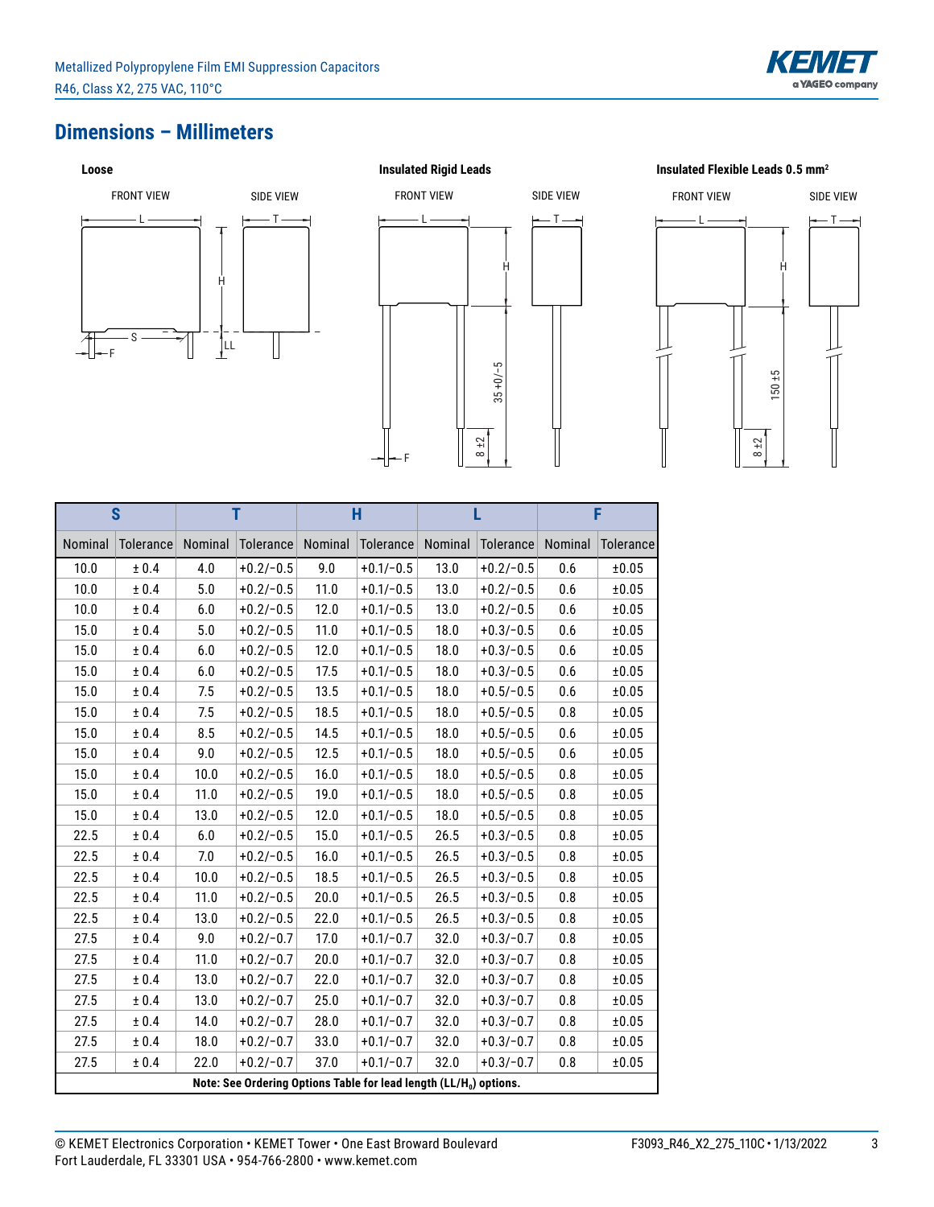## Dimensions – Millimeters

**Loose**

FRONT VIEW

SIDE VIEW

**Insulated Rigid Leads**

FRONT VIEW

SIDE VIEW

**Insulated Flexible Leads 0.5 mm²**

FRONT VIEW

SIDE VIEW

| S | | T | | H | | L | | F | |
|---|---|---|---|---|---|---|---|---|---|
| Nominal | Tolerance | Nominal | Tolerance | Nominal | Tolerance | Nominal | Tolerance | Nominal | Tolerance |
| 10.0 | ± 0.4 | 4.0 | +0.2/−0.5 | 9.0 | +0.1/−0.5 | 13.0 | +0.2/−0.5 | 0.6 | ±0.05 |
| 10.0 | ± 0.4 | 5.0 | +0.2/−0.5 | 11.0 | +0.1/−0.5 | 13.0 | +0.2/−0.5 | 0.6 | ±0.05 |
| 10.0 | ± 0.4 | 6.0 | +0.2/−0.5 | 12.0 | +0.1/−0.5 | 13.0 | +0.2/−0.5 | 0.6 | ±0.05 |
| 15.0 | ± 0.4 | 5.0 | +0.2/−0.5 | 11.0 | +0.1/−0.5 | 18.0 | +0.3/−0.5 | 0.6 | ±0.05 |
| 15.0 | ± 0.4 | 6.0 | +0.2/−0.5 | 12.0 | +0.1/−0.5 | 18.0 | +0.3/−0.5 | 0.6 | ±0.05 |
| 15.0 | ± 0.4 | 6.0 | +0.2/−0.5 | 17.5 | +0.1/−0.5 | 18.0 | +0.3/−0.5 | 0.6 | ±0.05 |
| 15.0 | ± 0.4 | 7.5 | +0.2/−0.5 | 13.5 | +0.1/−0.5 | 18.0 | +0.5/−0.5 | 0.6 | ±0.05 |
| 15.0 | ± 0.4 | 7.5 | +0.2/−0.5 | 18.5 | +0.1/−0.5 | 18.0 | +0.5/−0.5 | 0.8 | ±0.05 |
| 15.0 | ± 0.4 | 8.5 | +0.2/−0.5 | 14.5 | +0.1/−0.5 | 18.0 | +0.5/−0.5 | 0.6 | ±0.05 |
| 15.0 | ± 0.4 | 9.0 | +0.2/−0.5 | 12.5 | +0.1/−0.5 | 18.0 | +0.5/−0.5 | 0.6 | ±0.05 |
| 15.0 | ± 0.4 | 10.0 | +0.2/−0.5 | 16.0 | +0.1/−0.5 | 18.0 | +0.5/−0.5 | 0.8 | ±0.05 |
| 15.0 | ± 0.4 | 11.0 | +0.2/−0.5 | 19.0 | +0.1/−0.5 | 18.0 | +0.5/−0.5 | 0.8 | ±0.05 |
| 15.0 | ± 0.4 | 13.0 | +0.2/−0.5 | 12.0 | +0.1/−0.5 | 18.0 | +0.5/−0.5 | 0.8 | ±0.05 |
| 22.5 | ± 0.4 | 6.0 | +0.2/−0.5 | 15.0 | +0.1/−0.5 | 26.5 | +0.3/−0.5 | 0.8 | ±0.05 |
| 22.5 | ± 0.4 | 7.0 | +0.2/−0.5 | 16.0 | +0.1/−0.5 | 26.5 | +0.3/−0.5 | 0.8 | ±0.05 |
| 22.5 | ± 0.4 | 10.0 | +0.2/−0.5 | 18.5 | +0.1/−0.5 | 26.5 | +0.3/−0.5 | 0.8 | ±0.05 |
| 22.5 | ± 0.4 | 11.0 | +0.2/−0.5 | 20.0 | +0.1/−0.5 | 26.5 | +0.3/−0.5 | 0.8 | ±0.05 |
| 22.5 | ± 0.4 | 13.0 | +0.2/−0.5 | 22.0 | +0.1/−0.5 | 26.5 | +0.3/−0.5 | 0.8 | ±0.05 |
| 27.5 | ± 0.4 | 9.0 | +0.2/−0.7 | 17.0 | +0.1/−0.7 | 32.0 | +0.3/−0.7 | 0.8 | ±0.05 |
| 27.5 | ± 0.4 | 11.0 | +0.2/−0.7 | 20.0 | +0.1/−0.7 | 32.0 | +0.3/−0.7 | 0.8 | ±0.05 |
| 27.5 | ± 0.4 | 13.0 | +0.2/−0.7 | 22.0 | +0.1/−0.7 | 32.0 | +0.3/−0.7 | 0.8 | ±0.05 |
| 27.5 | ± 0.4 | 13.0 | +0.2/−0.7 | 25.0 | +0.1/−0.7 | 32.0 | +0.3/−0.7 | 0.8 | ±0.05 |
| 27.5 | ± 0.4 | 14.0 | +0.2/−0.7 | 28.0 | +0.1/−0.7 | 32.0 | +0.3/−0.7 | 0.8 | ±0.05 |
| 27.5 | ± 0.4 | 18.0 | +0.2/−0.7 | 33.0 | +0.1/−0.7 | 32.0 | +0.3/−0.7 | 0.8 | ±0.05 |
| 27.5 | ± 0.4 | 22.0 | +0.2/−0.7 | 37.0 | +0.1/−0.7 | 32.0 | +0.3/−0.7 | 0.8 | ±0.05 |

**Note: See Ordering Options Table for lead length ($LL/H_0$) options.**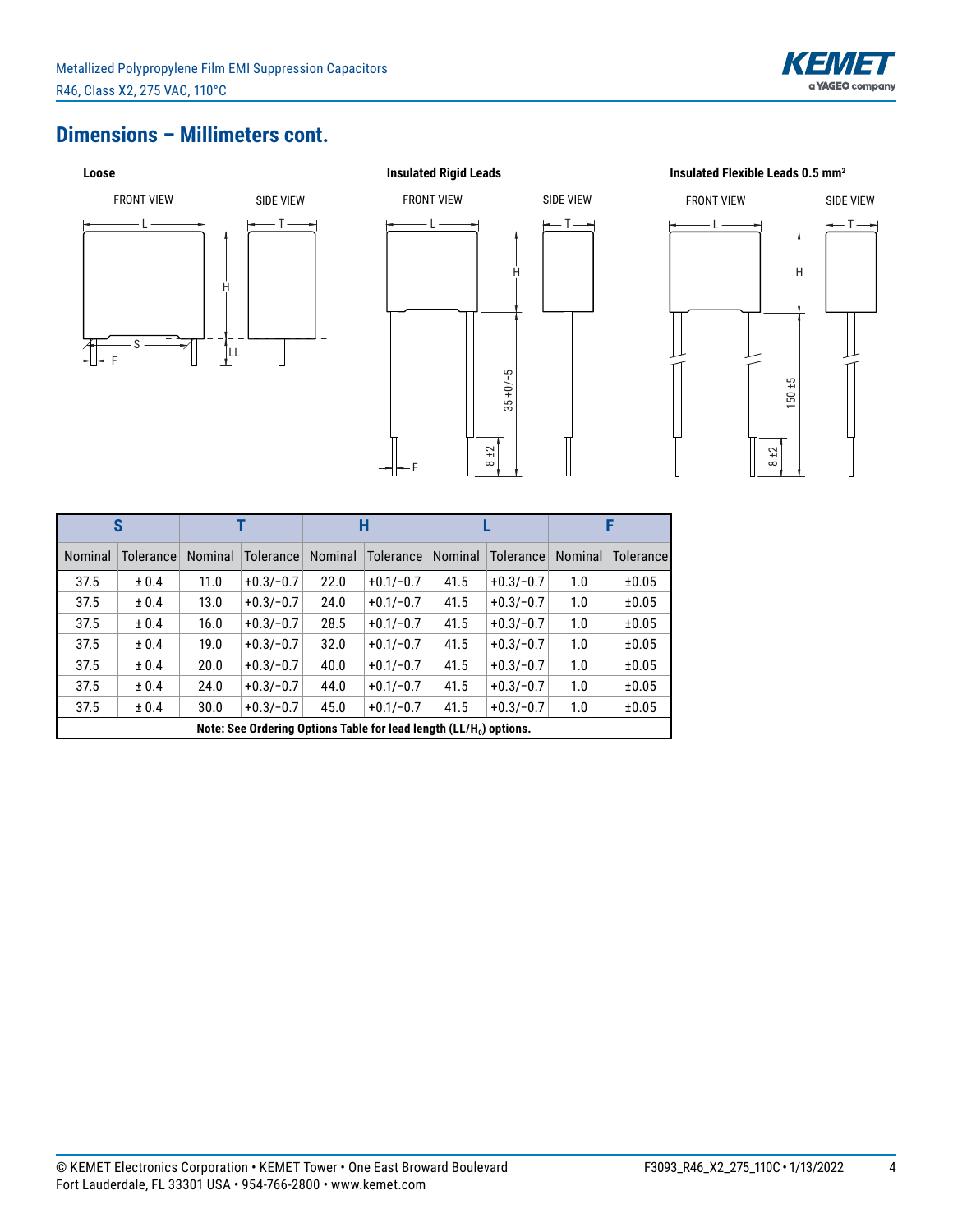## Dimensions – Millimeters cont.

**Loose**

FRONT VIEW — SIDE VIEW

**Insulated Rigid Leads**

FRONT VIEW — SIDE VIEW

**Insulated Flexible Leads 0.5 mm²**

FRONT VIEW — SIDE VIEW

| S | | T | | H | | L | | F | |
|---|---|---|---|---|---|---|---|---|---|
| Nominal | Tolerance | Nominal | Tolerance | Nominal | Tolerance | Nominal | Tolerance | Nominal | Tolerance |
| 37.5 | ± 0.4 | 11.0 | +0.3/−0.7 | 22.0 | +0.1/−0.7 | 41.5 | +0.3/−0.7 | 1.0 | ±0.05 |
| 37.5 | ± 0.4 | 13.0 | +0.3/−0.7 | 24.0 | +0.1/−0.7 | 41.5 | +0.3/−0.7 | 1.0 | ±0.05 |
| 37.5 | ± 0.4 | 16.0 | +0.3/−0.7 | 28.5 | +0.1/−0.7 | 41.5 | +0.3/−0.7 | 1.0 | ±0.05 |
| 37.5 | ± 0.4 | 19.0 | +0.3/−0.7 | 32.0 | +0.1/−0.7 | 41.5 | +0.3/−0.7 | 1.0 | ±0.05 |
| 37.5 | ± 0.4 | 20.0 | +0.3/−0.7 | 40.0 | +0.1/−0.7 | 41.5 | +0.3/−0.7 | 1.0 | ±0.05 |
| 37.5 | ± 0.4 | 24.0 | +0.3/−0.7 | 44.0 | +0.1/−0.7 | 41.5 | +0.3/−0.7 | 1.0 | ±0.05 |
| 37.5 | ± 0.4 | 30.0 | +0.3/−0.7 | 45.0 | +0.1/−0.7 | 41.5 | +0.3/−0.7 | 1.0 | ±0.05 |

**Note: See Ordering Options Table for lead length (LL/$H_0$) options.**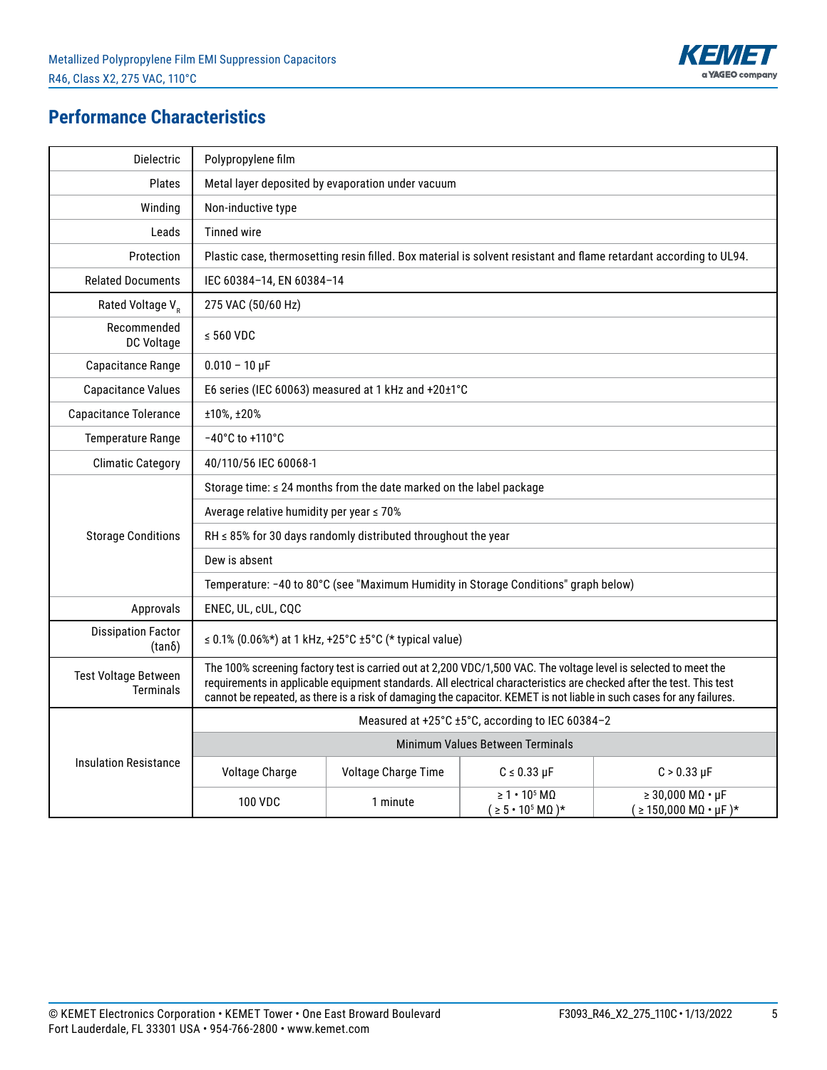## Performance Characteristics

| | |
|---|---|
| Dielectric | Polypropylene film |
| Plates | Metal layer deposited by evaporation under vacuum |
| Winding | Non-inductive type |
| Leads | Tinned wire |
| Protection | Plastic case, thermosetting resin filled. Box material is solvent resistant and flame retardant according to UL94. |
| Related Documents | IEC 60384–14, EN 60384–14 |
| Rated Voltage $V_R$ | 275 VAC (50/60 Hz) |
| Recommended DC Voltage | ≤ 560 VDC |
| Capacitance Range | 0.010 – 10 µF |
| Capacitance Values | E6 series (IEC 60063) measured at 1 kHz and +20±1°C |
| Capacitance Tolerance | ±10%, ±20% |
| Temperature Range | −40°C to +110°C |
| Climatic Category | 40/110/56 IEC 60068-1 |
| Storage Conditions | Storage time: ≤ 24 months from the date marked on the label package |
| | Average relative humidity per year ≤ 70% |
| | RH ≤ 85% for 30 days randomly distributed throughout the year |
| | Dew is absent |
| | Temperature: −40 to 80°C (see "Maximum Humidity in Storage Conditions" graph below) |
| Approvals | ENEC, UL, cUL, CQC |
| Dissipation Factor (tanδ) | ≤ 0.1% (0.06%*) at 1 kHz, +25°C ±5°C (* typical value) |
| Test Voltage Between Terminals | The 100% screening factory test is carried out at 2,200 VDC/1,500 VAC. The voltage level is selected to meet the requirements in applicable equipment standards. All electrical characteristics are checked after the test. This test cannot be repeated, as there is a risk of damaging the capacitor. KEMET is not liable in such cases for any failures. |

| Insulation Resistance | Measured at +25°C ±5°C, according to IEC 60384–2 | | | |
|---|---|---|---|---|
| | Minimum Values Between Terminals | | | |
| | Voltage Charge | Voltage Charge Time | C ≤ 0.33 µF | C > 0.33 µF |
| | 100 VDC | 1 minute | ≥ $1 \cdot 10^5$ MΩ ( ≥ $5 \cdot 10^5$ MΩ )* | ≥ 30,000 MΩ • µF ( ≥ 150,000 MΩ • µF )* |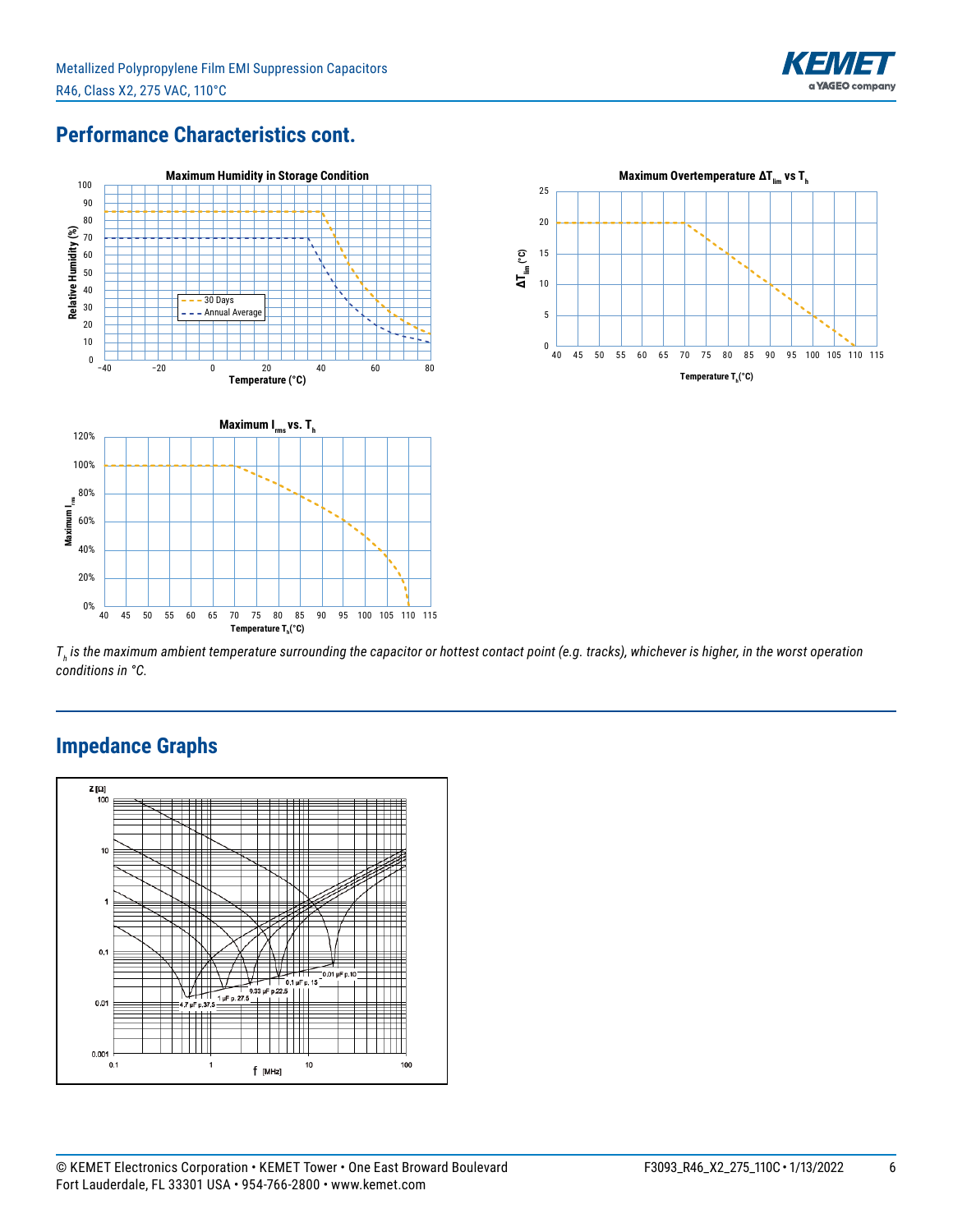## Performance Characteristics cont.

**Maximum Humidity in Storage Condition**

Relative Humidity (%) vs. Temperature (°C) — 30 Days; Annual Average

**Maximum Overtemperature $\Delta T_{lim}$ vs $T_h$**

$\Delta T_{lim}$ (°C) vs. Temperature $T_h$(°C)

**Maximum $I_{rms}$ vs. $T_h$**

Maximum $I_{rms}$ vs. Temperature $T_h$(°C)

*$T_h$ is the maximum ambient temperature surrounding the capacitor or hottest contact point (e.g. tracks), whichever is higher, in the worst operation conditions in °C.*

## Impedance Graphs

Z [Ω] vs. f [MHz] — 4.7 µF p.37.5; 1 µF p. 27.5; 0.33 µF p.22.5; 0.1 µF p. 15; 0.01 µF p.10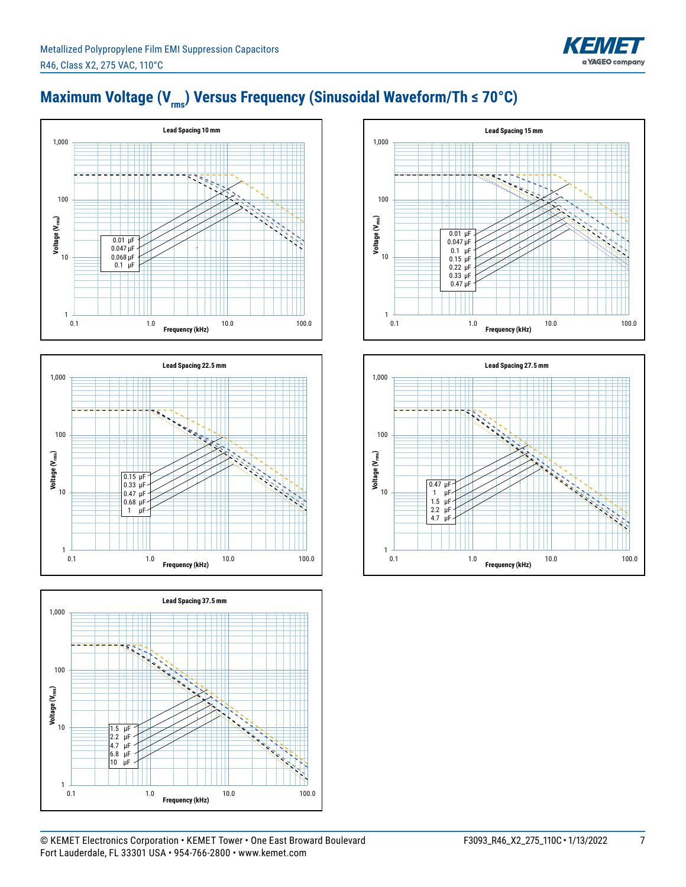## Maximum Voltage ($V_{rms}$) Versus Frequency (Sinusoidal Waveform/Th ≤ 70°C)

**Lead Spacing 10 mm**

Voltage ($V_{rms}$): 1, 10, 100, 1,000

Frequency (kHz): 0.1, 1.0, 10.0, 100.0

0.01 µF
0.047 µF
0.068 µF
0.1 µF

**Lead Spacing 15 mm**

Voltage ($V_{rms}$): 1, 10, 100, 1,000

Frequency (kHz): 0.1, 1.0, 10.0, 100.0

0.01 µF
0.047 µF
0.1 µF
0.15 µF
0.22 µF
0.33 µF
0.47 µF

**Lead Spacing 22.5 mm**

Voltage ($V_{rms}$): 1, 10, 100, 1,000

Frequency (kHz): 0.1, 1.0, 10.0, 100.0

0.15 µF
0.33 µF
0.47 µF
0.68 µF
1 µF

**Lead Spacing 27.5 mm**

Voltage ($V_{rms}$): 1, 10, 100, 1,000

Frequency (kHz): 0.1, 1.0, 10.0, 100.0

0.47 µF
1 µF
1.5 µF
2.2 µF
4.7 µF

**Lead Spacing 37.5 mm**

Voltage ($V_{rms}$): 1, 10, 100, 1,000

Frequency (kHz): 0.1, 1.0, 10.0, 100.0

1.5 µF
2.2 µF
4.7 µF
6.8 µF
10 µF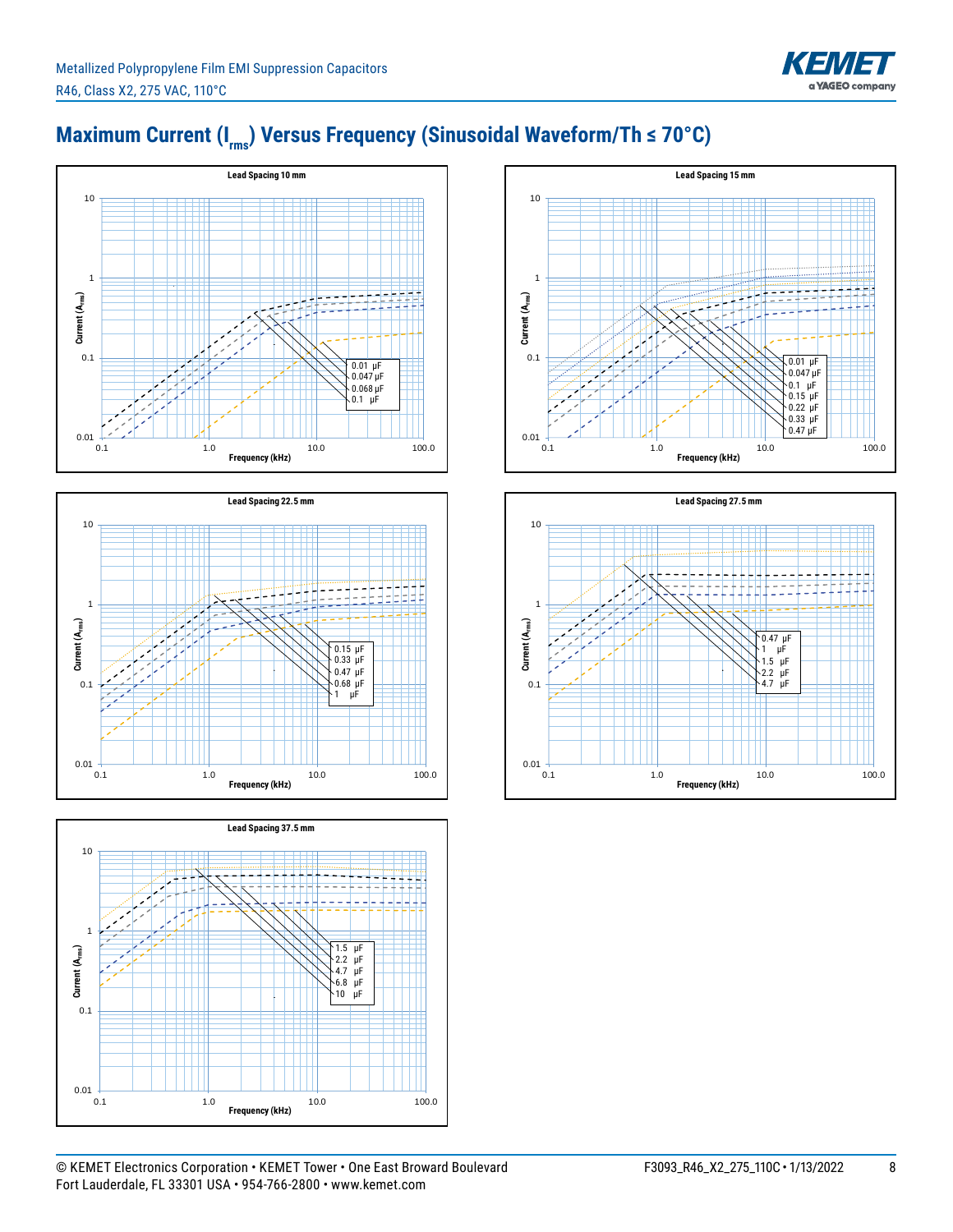## Maximum Current ($I_{rms}$) Versus Frequency (Sinusoidal Waveform/Th ≤ 70°C)

**Lead Spacing 10 mm**

Current ($A_{rms}$) vs. Frequency (kHz)

Y-axis: 0.01, 0.1, 1, 10
X-axis: 0.1, 1.0, 10.0, 100.0

Legend: 0.01 µF, 0.047 µF, 0.068 µF, 0.1 µF

**Lead Spacing 15 mm**

Current ($A_{rms}$) vs. Frequency (kHz)

Y-axis: 0.01, 0.1, 1, 10
X-axis: 0.1, 1.0, 10.0, 100.0

Legend: 0.01 µF, 0.047 µF, 0.1 µF, 0.15 µF, 0.22 µF, 0.33 µF, 0.47 µF

**Lead Spacing 22.5 mm**

Current ($A_{rms}$) vs. Frequency (kHz)

Y-axis: 0.01, 0.1, 1, 10
X-axis: 0.1, 1.0, 10.0, 100.0

Legend: 0.15 µF, 0.33 µF, 0.47 µF, 0.68 µF, 1 µF

**Lead Spacing 27.5 mm**

Current ($A_{rms}$) vs. Frequency (kHz)

Y-axis: 0.01, 0.1, 1, 10
X-axis: 0.1, 1.0, 10.0, 100.0

Legend: 0.47 µF, 1 µF, 1.5 µF, 2.2 µF, 4.7 µF

**Lead Spacing 37.5 mm**

Current ($A_{rms}$) vs. Frequency (kHz)

Y-axis: 0.01, 0.1, 1, 10
X-axis: 0.1, 1.0, 10.0, 100.0

Legend: 1.5 µF, 2.2 µF, 4.7 µF, 6.8 µF, 10 µF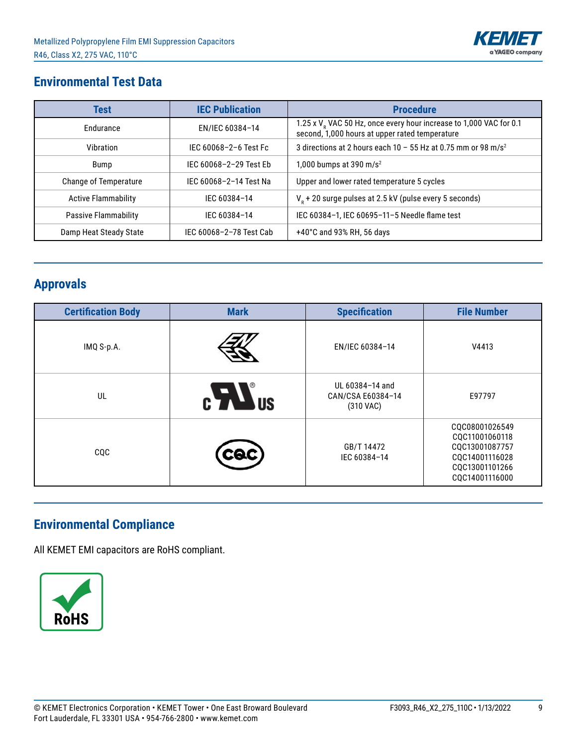## Environmental Test Data

| Test | IEC Publication | Procedure |
|---|---|---|
| Endurance | EN/IEC 60384–14 | 1.25 x $V_R$ VAC 50 Hz, once every hour increase to 1,000 VAC for 0.1 second, 1,000 hours at upper rated temperature |
| Vibration | IEC 60068–2–6 Test Fc | 3 directions at 2 hours each 10 – 55 Hz at 0.75 mm or 98 m/s$^2$ |
| Bump | IEC 60068–2–29 Test Eb | 1,000 bumps at 390 m/s$^2$ |
| Change of Temperature | IEC 60068–2–14 Test Na | Upper and lower rated temperature 5 cycles |
| Active Flammability | IEC 60384–14 | $V_R$ + 20 surge pulses at 2.5 kV (pulse every 5 seconds) |
| Passive Flammability | IEC 60384–14 | IEC 60384–1, IEC 60695–11–5 Needle flame test |
| Damp Heat Steady State | IEC 60068–2–78 Test Cab | +40°C and 93% RH, 56 days |

## Approvals

| Certification Body | Mark | Specification | File Number |
|---|---|---|---|
| IMQ S-p.A. | ENEC | EN/IEC 60384–14 | V4413 |
| UL | c UL us | UL 60384–14 and CAN/CSA E60384–14 (310 VAC) | E97797 |
| CQC | CQC | GB/T 14472<br>IEC 60384–14 | CQC08001026549<br>CQC11001060118<br>CQC13001087757<br>CQC14001116028<br>CQC13001101266<br>CQC14001116000 |

## Environmental Compliance

All KEMET EMI capacitors are RoHS compliant.

RoHS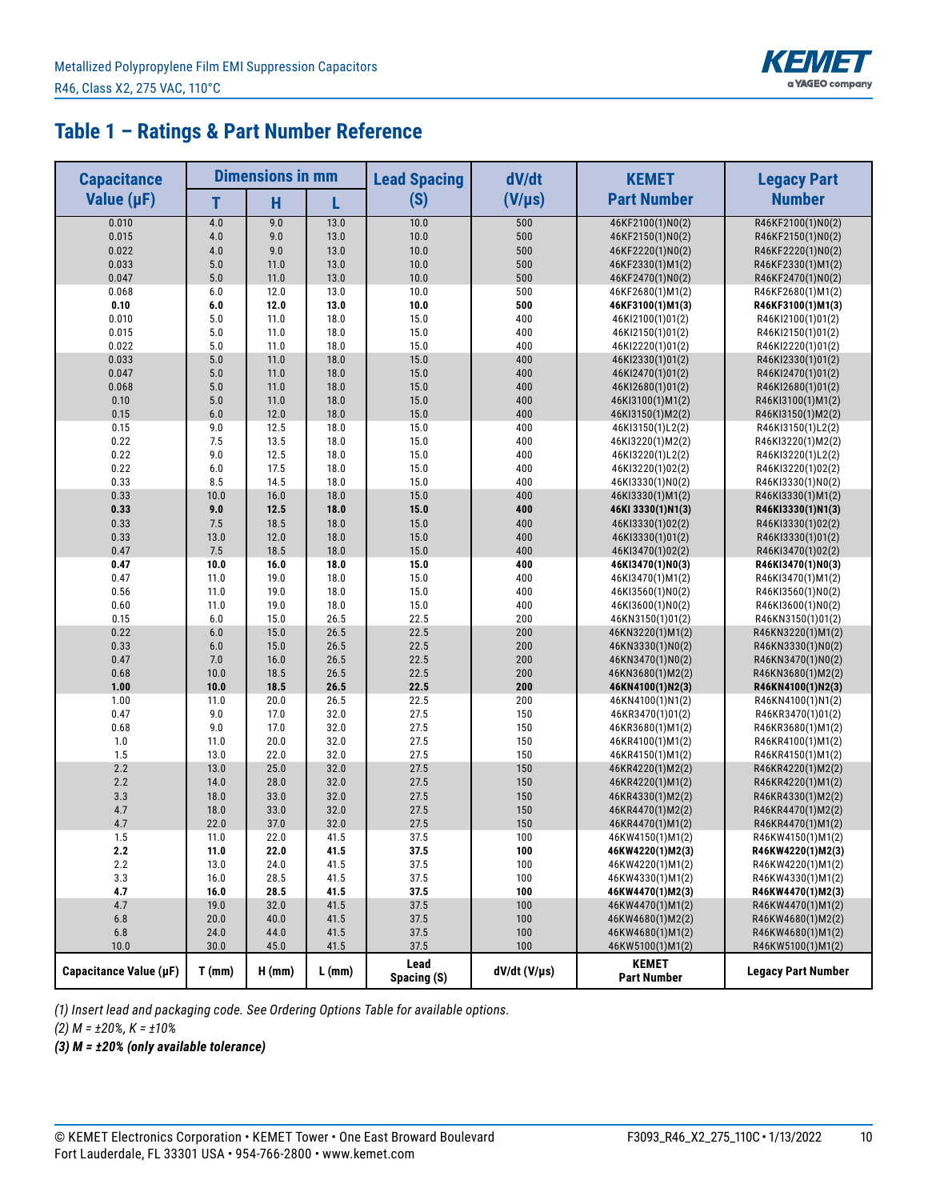## Table 1 – Ratings & Part Number Reference

| Capacitance Value (µF) | Dimensions in mm | | | Lead Spacing (S) | dV/dt (V/µs) | KEMET Part Number | Legacy Part Number |
|---|---|---|---|---|---|---|---|
| | T | H | L | | | | |
| 0.010 | 4.0 | 9.0 | 13.0 | 10.0 | 500 | 46KF2100(1)N0(2) | R46KF2100(1)N0(2) |
| 0.015 | 4.0 | 9.0 | 13.0 | 10.0 | 500 | 46KF2150(1)N0(2) | R46KF2150(1)N0(2) |
| 0.022 | 4.0 | 9.0 | 13.0 | 10.0 | 500 | 46KF2220(1)N0(2) | R46KF2220(1)N0(2) |
| 0.033 | 5.0 | 11.0 | 13.0 | 10.0 | 500 | 46KF2330(1)M1(2) | R46KF2330(1)M1(2) |
| 0.047 | 5.0 | 11.0 | 13.0 | 10.0 | 500 | 46KF2470(1)N0(2) | R46KF2470(1)N0(2) |
| 0.068 | 6.0 | 12.0 | 13.0 | 10.0 | 500 | 46KF2680(1)M1(2) | R46KF2680(1)M1(2) |
| **0.10** | **6.0** | **12.0** | **13.0** | **10.0** | **500** | **46KF3100(1)M1(3)** | **R46KF3100(1)M1(3)** |
| 0.010 | 5.0 | 11.0 | 18.0 | 15.0 | 400 | 46KI2100(1)01(2) | R46KI2100(1)01(2) |
| 0.015 | 5.0 | 11.0 | 18.0 | 15.0 | 400 | 46KI2150(1)01(2) | R46KI2150(1)01(2) |
| 0.022 | 5.0 | 11.0 | 18.0 | 15.0 | 400 | 46KI2220(1)01(2) | R46KI2220(1)01(2) |
| 0.033 | 5.0 | 11.0 | 18.0 | 15.0 | 400 | 46KI2330(1)01(2) | R46KI2330(1)01(2) |
| 0.047 | 5.0 | 11.0 | 18.0 | 15.0 | 400 | 46KI2470(1)01(2) | R46KI2470(1)01(2) |
| 0.068 | 5.0 | 11.0 | 18.0 | 15.0 | 400 | 46KI2680(1)01(2) | R46KI2680(1)01(2) |
| 0.10 | 5.0 | 11.0 | 18.0 | 15.0 | 400 | 46KI3100(1)M1(2) | R46KI3100(1)M1(2) |
| 0.15 | 6.0 | 12.0 | 18.0 | 15.0 | 400 | 46KI3150(1)M2(2) | R46KI3150(1)M2(2) |
| 0.15 | 9.0 | 12.5 | 18.0 | 15.0 | 400 | 46KI3150(1)L2(2) | R46KI3150(1)L2(2) |
| 0.22 | 7.5 | 13.5 | 18.0 | 15.0 | 400 | 46KI3220(1)M2(2) | R46KI3220(1)M2(2) |
| 0.22 | 9.0 | 12.5 | 18.0 | 15.0 | 400 | 46KI3220(1)L2(2) | R46KI3220(1)L2(2) |
| 0.22 | 6.0 | 17.5 | 18.0 | 15.0 | 400 | 46KI3220(1)02(2) | R46KI3220(1)02(2) |
| 0.33 | 8.5 | 14.5 | 18.0 | 15.0 | 400 | 46KI3330(1)N0(2) | R46KI3330(1)N0(2) |
| 0.33 | 10.0 | 16.0 | 18.0 | 15.0 | 400 | 46KI3330(1)M1(2) | R46KI3330(1)M1(2) |
| **0.33** | **9.0** | **12.5** | **18.0** | **15.0** | **400** | **46KI 3330(1)N1(3)** | **R46KI3330(1)N1(3)** |
| 0.33 | 7.5 | 18.5 | 18.0 | 15.0 | 400 | 46KI3330(1)02(2) | R46KI3330(1)02(2) |
| 0.33 | 13.0 | 12.0 | 18.0 | 15.0 | 400 | 46KI3330(1)01(2) | R46KI3330(1)01(2) |
| 0.47 | 7.5 | 18.5 | 18.0 | 15.0 | 400 | 46KI3470(1)02(2) | R46KI3470(1)02(2) |
| **0.47** | **10.0** | **16.0** | **18.0** | **15.0** | **400** | **46KI3470(1)N0(3)** | **R46KI3470(1)N0(3)** |
| 0.47 | 11.0 | 19.0 | 18.0 | 15.0 | 400 | 46KI3470(1)M1(2) | R46KI3470(1)M1(2) |
| 0.56 | 11.0 | 19.0 | 18.0 | 15.0 | 400 | 46KI3560(1)N0(2) | R46KI3560(1)N0(2) |
| 0.60 | 11.0 | 19.0 | 18.0 | 15.0 | 400 | 46KI3600(1)N0(2) | R46KI3600(1)N0(2) |
| 0.15 | 6.0 | 15.0 | 26.5 | 22.5 | 200 | 46KN3150(1)01(2) | R46KN3150(1)01(2) |
| 0.22 | 6.0 | 15.0 | 26.5 | 22.5 | 200 | 46KN3220(1)M1(2) | R46KN3220(1)M1(2) |
| 0.33 | 6.0 | 15.0 | 26.5 | 22.5 | 200 | 46KN3330(1)N0(2) | R46KN3330(1)N0(2) |
| 0.47 | 7.0 | 16.0 | 26.5 | 22.5 | 200 | 46KN3470(1)N0(2) | R46KN3470(1)N0(2) |
| 0.68 | 10.0 | 18.5 | 26.5 | 22.5 | 200 | 46KN3680(1)M2(2) | R46KN3680(1)M2(2) |
| **1.00** | **10.0** | **18.5** | **26.5** | **22.5** | **200** | **46KN4100(1)N2(3)** | **R46KN4100(1)N2(3)** |
| 1.00 | 11.0 | 20.0 | 26.5 | 22.5 | 200 | 46KN4100(1)N1(2) | R46KN4100(1)N1(2) |
| 0.47 | 9.0 | 17.0 | 32.0 | 27.5 | 150 | 46KR3470(1)01(2) | R46KR3470(1)01(2) |
| 0.68 | 9.0 | 17.0 | 32.0 | 27.5 | 150 | 46KR3680(1)M1(2) | R46KR3680(1)M1(2) |
| 1.0 | 11.0 | 20.0 | 32.0 | 27.5 | 150 | 46KR4100(1)M1(2) | R46KR4100(1)M1(2) |
| 1.5 | 13.0 | 22.0 | 32.0 | 27.5 | 150 | 46KR4150(1)M1(2) | R46KR4150(1)M1(2) |
| 2.2 | 13.0 | 25.0 | 32.0 | 27.5 | 150 | 46KR4220(1)M2(2) | R46KR4220(1)M2(2) |
| 2.2 | 14.0 | 28.0 | 32.0 | 27.5 | 150 | 46KR4220(1)M1(2) | R46KR4220(1)M1(2) |
| 3.3 | 18.0 | 33.0 | 32.0 | 27.5 | 150 | 46KR4330(1)M2(2) | R46KR4330(1)M2(2) |
| 4.7 | 18.0 | 33.0 | 32.0 | 27.5 | 150 | 46KR4470(1)M2(2) | R46KR4470(1)M2(2) |
| 4.7 | 22.0 | 37.0 | 32.0 | 27.5 | 150 | 46KR4470(1)M1(2) | R46KR4470(1)M1(2) |
| 1.5 | 11.0 | 22.0 | 41.5 | 37.5 | 100 | 46KW4150(1)M1(2) | R46KW4150(1)M1(2) |
| **2.2** | **11.0** | **22.0** | **41.5** | **37.5** | **100** | **46KW4220(1)M2(3)** | **R46KW4220(1)M2(3)** |
| 2.2 | 13.0 | 24.0 | 41.5 | 37.5 | 100 | 46KW4220(1)M1(2) | R46KW4220(1)M1(2) |
| 3.3 | 16.0 | 28.5 | 41.5 | 37.5 | 100 | 46KW4330(1)M1(2) | R46KW4330(1)M1(2) |
| **4.7** | **16.0** | **28.5** | **41.5** | **37.5** | **100** | **46KW4470(1)M2(3)** | **R46KW4470(1)M2(3)** |
| 4.7 | 19.0 | 32.0 | 41.5 | 37.5 | 100 | 46KW4470(1)M1(2) | R46KW4470(1)M1(2) |
| 6.8 | 20.0 | 40.0 | 41.5 | 37.5 | 100 | 46KW4680(1)M2(2) | R46KW4680(1)M2(2) |
| 6.8 | 24.0 | 44.0 | 41.5 | 37.5 | 100 | 46KW4680(1)M1(2) | R46KW4680(1)M1(2) |
| 10.0 | 30.0 | 45.0 | 41.5 | 37.5 | 100 | 46KW5100(1)M1(2) | R46KW5100(1)M1(2) |
| **Capacitance Value (µF)** | **T (mm)** | **H (mm)** | **L (mm)** | **Lead Spacing (S)** | **dV/dt (V/µs)** | **KEMET Part Number** | **Legacy Part Number** |

*(1) Insert lead and packaging code. See Ordering Options Table for available options.*

*(2) M = ±20%, K = ±10%*

***(3) M = ±20% (only available tolerance)***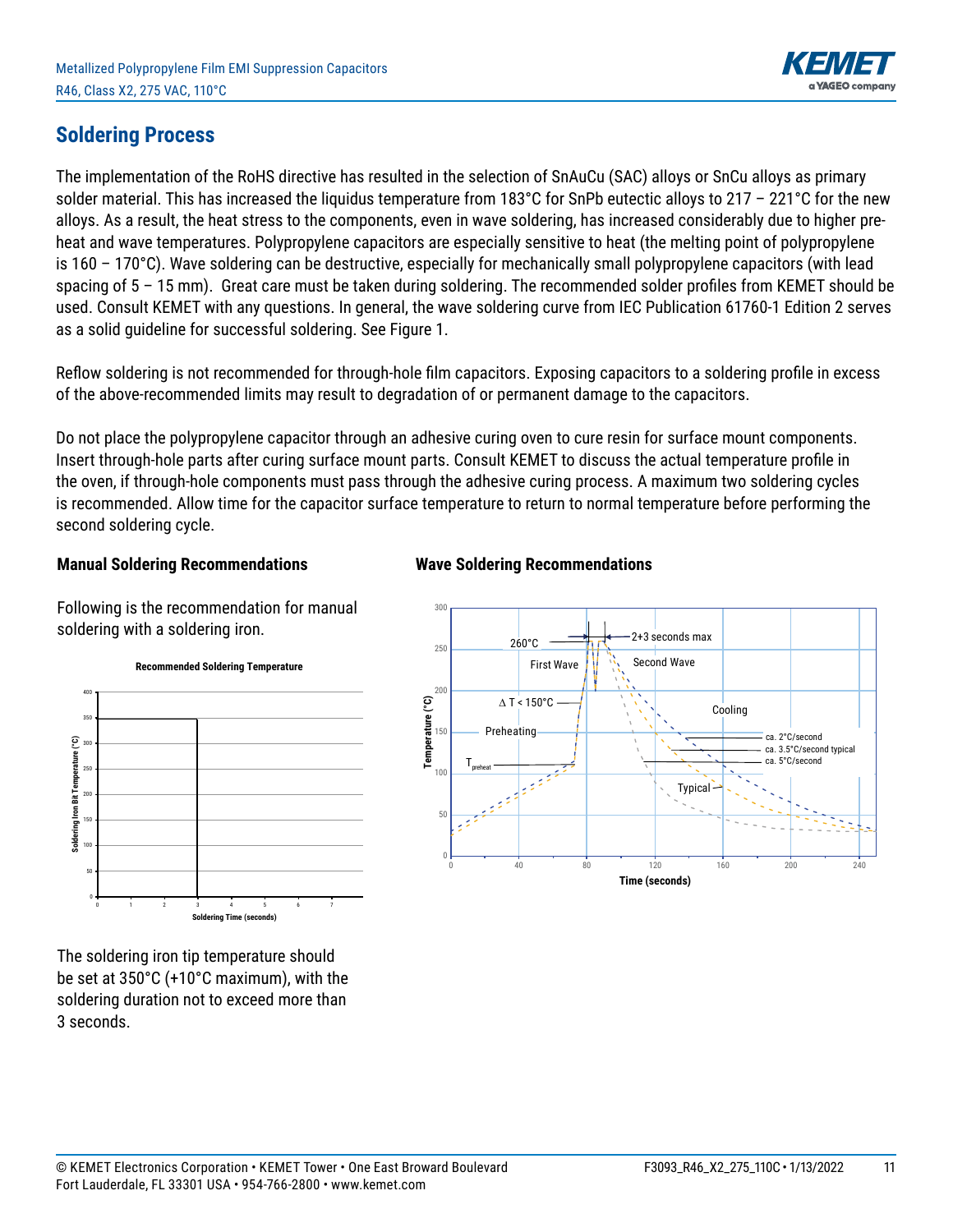## Soldering Process

The implementation of the RoHS directive has resulted in the selection of SnAuCu (SAC) alloys or SnCu alloys as primary solder material. This has increased the liquidus temperature from 183°C for SnPb eutectic alloys to 217 – 221°C for the new alloys. As a result, the heat stress to the components, even in wave soldering, has increased considerably due to higher pre-heat and wave temperatures. Polypropylene capacitors are especially sensitive to heat (the melting point of polypropylene is 160 – 170°C). Wave soldering can be destructive, especially for mechanically small polypropylene capacitors (with lead spacing of 5 – 15 mm). Great care must be taken during soldering. The recommended solder profiles from KEMET should be used. Consult KEMET with any questions. In general, the wave soldering curve from IEC Publication 61760-1 Edition 2 serves as a solid guideline for successful soldering. See Figure 1.

Reflow soldering is not recommended for through-hole film capacitors. Exposing capacitors to a soldering profile in excess of the above-recommended limits may result to degradation of or permanent damage to the capacitors.

Do not place the polypropylene capacitor through an adhesive curing oven to cure resin for surface mount components. Insert through-hole parts after curing surface mount parts. Consult KEMET to discuss the actual temperature profile in the oven, if through-hole components must pass through the adhesive curing process. A maximum two soldering cycles is recommended. Allow time for the capacitor surface temperature to return to normal temperature before performing the second soldering cycle.

### Manual Soldering Recommendations

Following is the recommendation for manual soldering with a soldering iron.

**Recommended Soldering Temperature**

The soldering iron tip temperature should be set at 350°C (+10°C maximum), with the soldering duration not to exceed more than 3 seconds.

### Wave Soldering Recommendations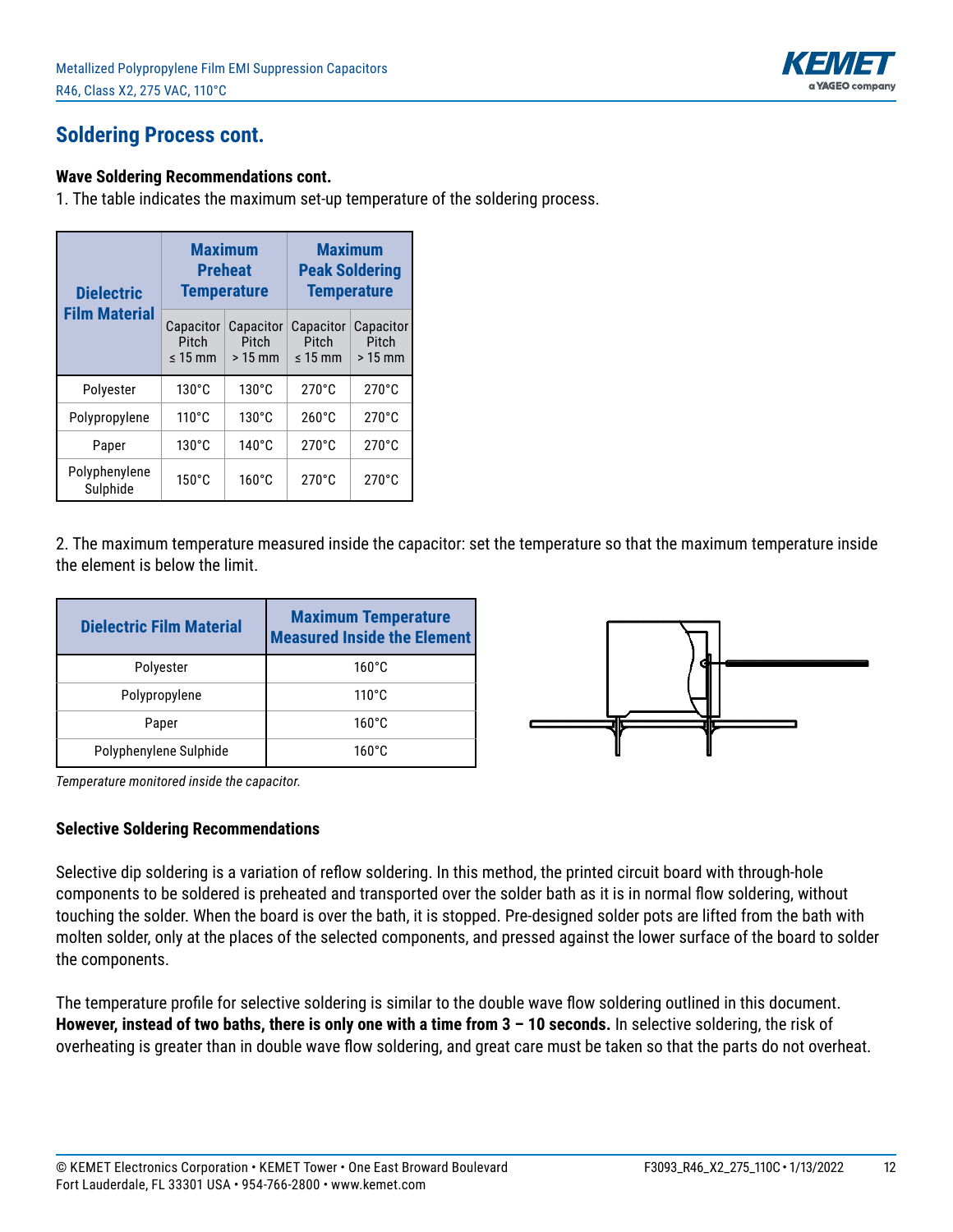## Soldering Process cont.

**Wave Soldering Recommendations cont.**

1. The table indicates the maximum set-up temperature of the soldering process.

| Dielectric Film Material | Maximum Preheat Temperature | | Maximum Peak Soldering Temperature | |
|---|---|---|---|---|
| | Capacitor Pitch ≤ 15 mm | Capacitor Pitch > 15 mm | Capacitor Pitch ≤ 15 mm | Capacitor Pitch > 15 mm |
| Polyester | 130°C | 130°C | 270°C | 270°C |
| Polypropylene | 110°C | 130°C | 260°C | 270°C |
| Paper | 130°C | 140°C | 270°C | 270°C |
| Polyphenylene Sulphide | 150°C | 160°C | 270°C | 270°C |

2. The maximum temperature measured inside the capacitor: set the temperature so that the maximum temperature inside the element is below the limit.

| Dielectric Film Material | Maximum Temperature Measured Inside the Element |
|---|---|
| Polyester | 160°C |
| Polypropylene | 110°C |
| Paper | 160°C |
| Polyphenylene Sulphide | 160°C |

*Temperature monitored inside the capacitor.*

**Selective Soldering Recommendations**

Selective dip soldering is a variation of reflow soldering. In this method, the printed circuit board with through-hole components to be soldered is preheated and transported over the solder bath as it is in normal flow soldering, without touching the solder. When the board is over the bath, it is stopped. Pre-designed solder pots are lifted from the bath with molten solder, only at the places of the selected components, and pressed against the lower surface of the board to solder the components.

The temperature profile for selective soldering is similar to the double wave flow soldering outlined in this document. **However, instead of two baths, there is only one with a time from 3 – 10 seconds.** In selective soldering, the risk of overheating is greater than in double wave flow soldering, and great care must be taken so that the parts do not overheat.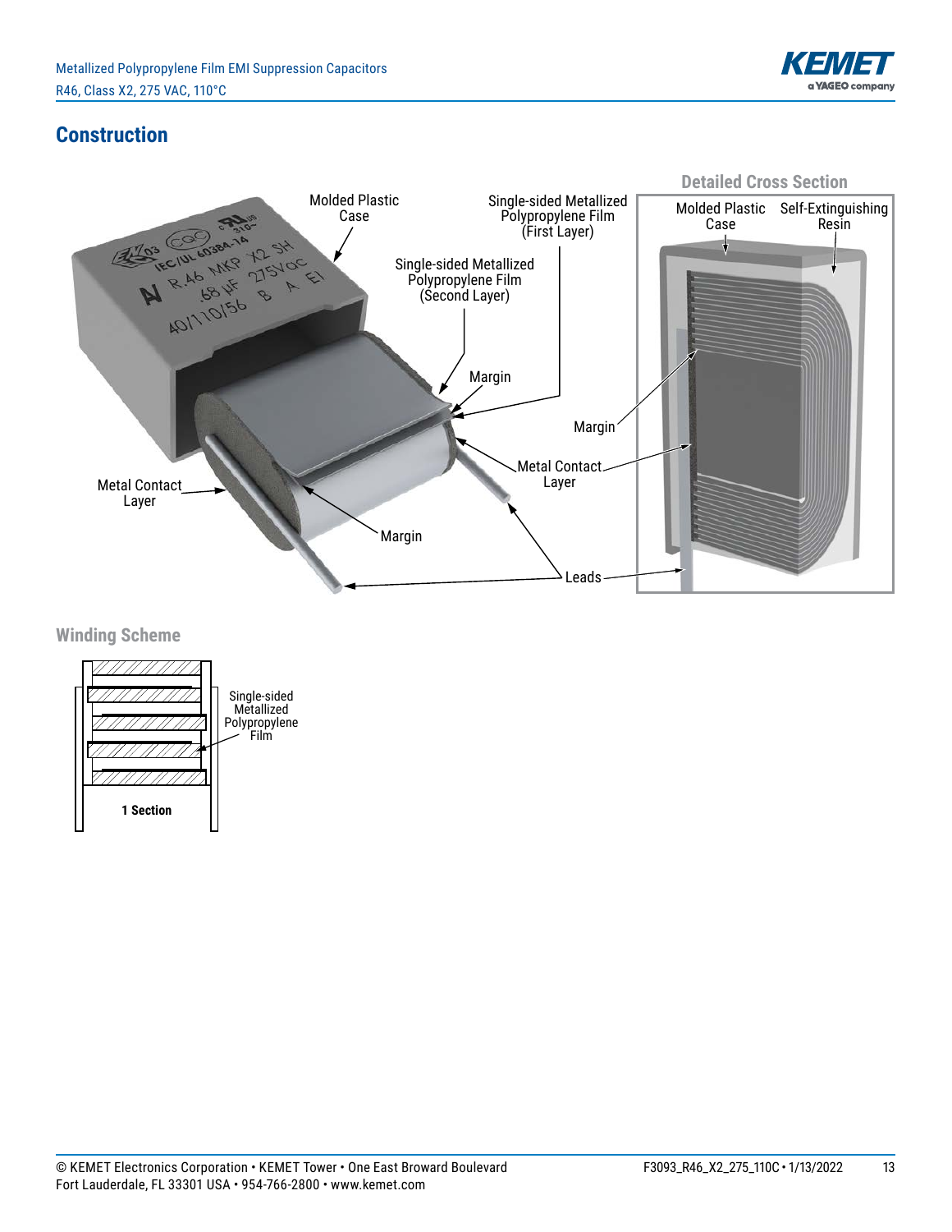## Construction

Detailed Cross Section

Molded Plastic Case

Single-sided Metallized Polypropylene Film (First Layer)

Single-sided Metallized Polypropylene Film (Second Layer)

Molded Plastic Case

Self-Extinguishing Resin

Margin

Margin

Metal Contact Layer

Metal Contact Layer

Margin

Leads

### Winding Scheme

Single-sided Metallized Polypropylene Film

**1 Section**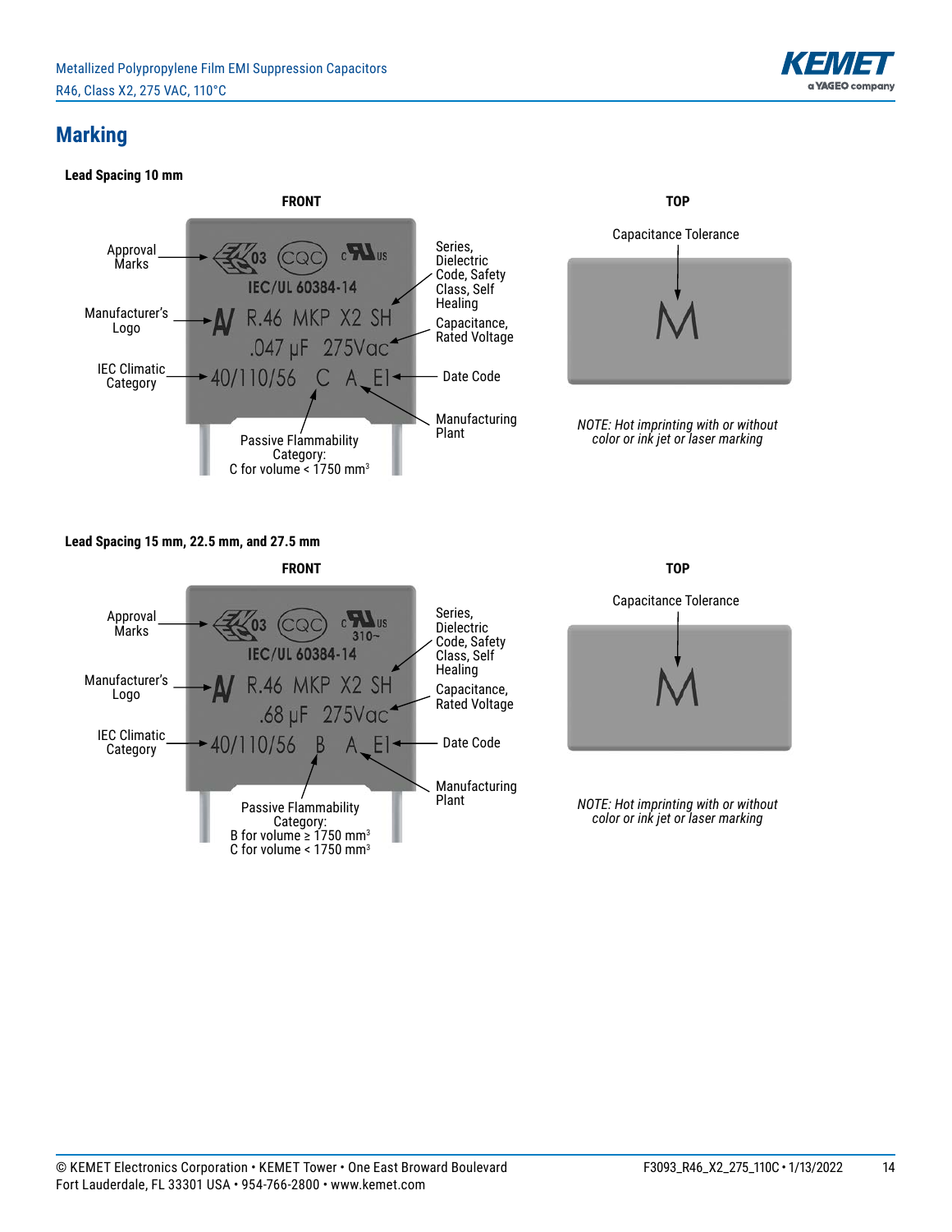## Marking

**Lead Spacing 10 mm**

**FRONT**

Approval Marks

Manufacturer's Logo

IEC Climatic Category

Series, Dielectric Code, Safety Class, Self Healing

Capacitance, Rated Voltage

Date Code

Manufacturing Plant

Passive Flammability Category:
C for volume < 1750 mm³

03 CQC c US
IEC/UL 60384-14
R.46 MKP X2 SH
.047 µF 275Vac
40/110/56 C A EI

**TOP**

Capacitance Tolerance

M

*NOTE: Hot imprinting with or without color or ink jet or laser marking*

**Lead Spacing 15 mm, 22.5 mm, and 27.5 mm**

**FRONT**

Approval Marks

Manufacturer's Logo

IEC Climatic Category

Series, Dielectric Code, Safety Class, Self Healing

Capacitance, Rated Voltage

Date Code

Manufacturing Plant

Passive Flammability Category:
B for volume ≥ 1750 mm³
C for volume < 1750 mm³

03 CQC c US 310~
IEC/UL 60384-14
R.46 MKP X2 SH
.68 µF 275Vac
40/110/56 B A EI

**TOP**

Capacitance Tolerance

M

*NOTE: Hot imprinting with or without color or ink jet or laser marking*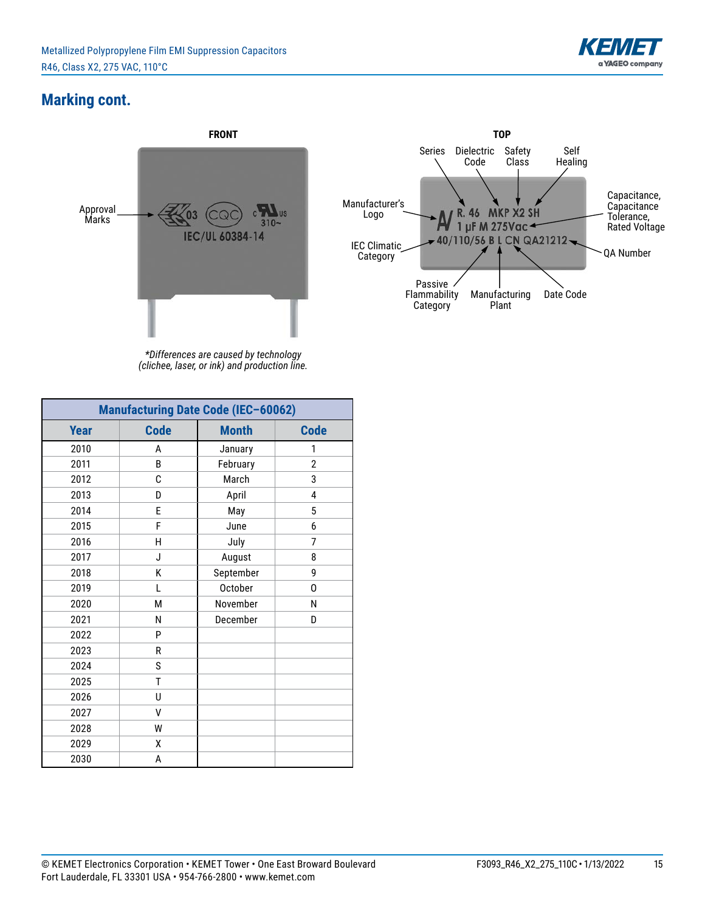## Marking cont.

**FRONT**

Approval Marks

IEC/UL 60384-14

*Differences are caused by technology (clichee, laser, or ink) and production line.

**TOP**

Series, Dielectric Code, Safety Class, Self Healing, Manufacturer's Logo, Capacitance, Capacitance Tolerance, Rated Voltage, IEC Climatic Category, QA Number, Passive Flammability Category, Manufacturing Plant, Date Code

R. 46 MKP X2 SH
1 µF M 275Vac
40/110/56 B L CN QA21212

| Manufacturing Date Code (IEC–60062) | | | |
|---|---|---|---|
| **Year** | **Code** | **Month** | **Code** |
| 2010 | A | January | 1 |
| 2011 | B | February | 2 |
| 2012 | C | March | 3 |
| 2013 | D | April | 4 |
| 2014 | E | May | 5 |
| 2015 | F | June | 6 |
| 2016 | H | July | 7 |
| 2017 | J | August | 8 |
| 2018 | K | September | 9 |
| 2019 | L | October | O |
| 2020 | M | November | N |
| 2021 | N | December | D |
| 2022 | P | | |
| 2023 | R | | |
| 2024 | S | | |
| 2025 | T | | |
| 2026 | U | | |
| 2027 | V | | |
| 2028 | W | | |
| 2029 | X | | |
| 2030 | A | | |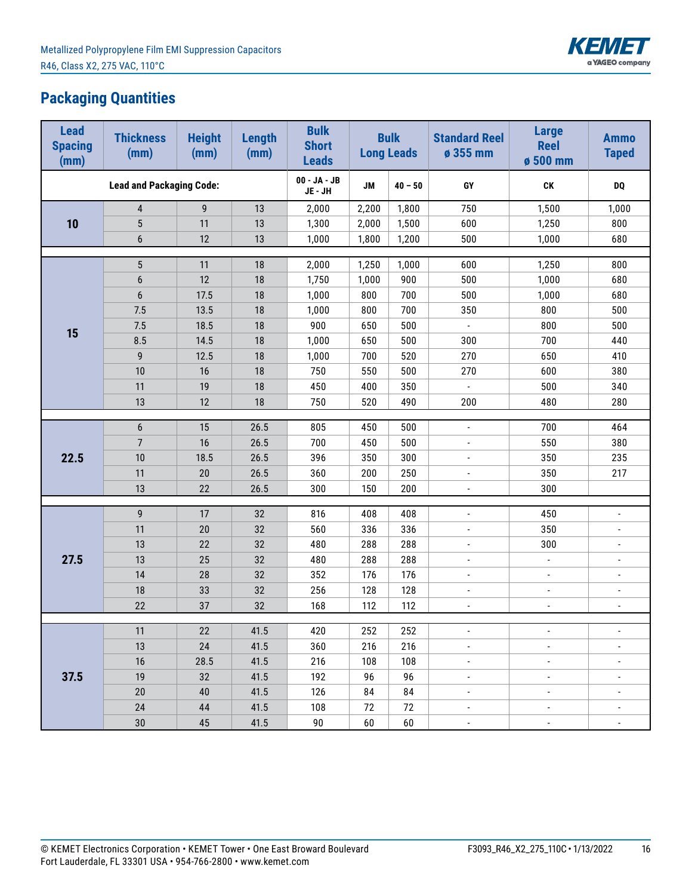## Packaging Quantities

| Lead Spacing (mm) | Thickness (mm) | Height (mm) | Length (mm) | Bulk Short Leads | Bulk Long Leads | | Standard Reel ø 355 mm | Large Reel ø 500 mm | Ammo Taped |
|---|---|---|---|---|---|---|---|---|---|
| Lead and Packaging Code: | | | | 00 - JA - JB JE - JH | JM | 40 – 50 | GY | CK | DQ |
| 10 | 4 | 9 | 13 | 2,000 | 2,200 | 1,800 | 750 | 1,500 | 1,000 |
| | 5 | 11 | 13 | 1,300 | 2,000 | 1,500 | 600 | 1,250 | 800 |
| | 6 | 12 | 13 | 1,000 | 1,800 | 1,200 | 500 | 1,000 | 680 |
| 15 | 5 | 11 | 18 | 2,000 | 1,250 | 1,000 | 600 | 1,250 | 800 |
| | 6 | 12 | 18 | 1,750 | 1,000 | 900 | 500 | 1,000 | 680 |
| | 6 | 17.5 | 18 | 1,000 | 800 | 700 | 500 | 1,000 | 680 |
| | 7.5 | 13.5 | 18 | 1,000 | 800 | 700 | 350 | 800 | 500 |
| | 7.5 | 18.5 | 18 | 900 | 650 | 500 | - | 800 | 500 |
| | 8.5 | 14.5 | 18 | 1,000 | 650 | 500 | 300 | 700 | 440 |
| | 9 | 12.5 | 18 | 1,000 | 700 | 520 | 270 | 650 | 410 |
| | 10 | 16 | 18 | 750 | 550 | 500 | 270 | 600 | 380 |
| | 11 | 19 | 18 | 450 | 400 | 350 | - | 500 | 340 |
| | 13 | 12 | 18 | 750 | 520 | 490 | 200 | 480 | 280 |
| 22.5 | 6 | 15 | 26.5 | 805 | 450 | 500 | - | 700 | 464 |
| | 7 | 16 | 26.5 | 700 | 450 | 500 | - | 550 | 380 |
| | 10 | 18.5 | 26.5 | 396 | 350 | 300 | - | 350 | 235 |
| | 11 | 20 | 26.5 | 360 | 200 | 250 | - | 350 | 217 |
| | 13 | 22 | 26.5 | 300 | 150 | 200 | - | 300 | |
| 27.5 | 9 | 17 | 32 | 816 | 408 | 408 | - | 450 | - |
| | 11 | 20 | 32 | 560 | 336 | 336 | - | 350 | - |
| | 13 | 22 | 32 | 480 | 288 | 288 | - | 300 | - |
| | 13 | 25 | 32 | 480 | 288 | 288 | - | - | - |
| | 14 | 28 | 32 | 352 | 176 | 176 | - | - | - |
| | 18 | 33 | 32 | 256 | 128 | 128 | - | - | - |
| | 22 | 37 | 32 | 168 | 112 | 112 | - | - | - |
| 37.5 | 11 | 22 | 41.5 | 420 | 252 | 252 | - | - | - |
| | 13 | 24 | 41.5 | 360 | 216 | 216 | - | - | - |
| | 16 | 28.5 | 41.5 | 216 | 108 | 108 | - | - | - |
| | 19 | 32 | 41.5 | 192 | 96 | 96 | - | - | - |
| | 20 | 40 | 41.5 | 126 | 84 | 84 | - | - | - |
| | 24 | 44 | 41.5 | 108 | 72 | 72 | - | - | - |
| | 30 | 45 | 41.5 | 90 | 60 | 60 | - | - | - |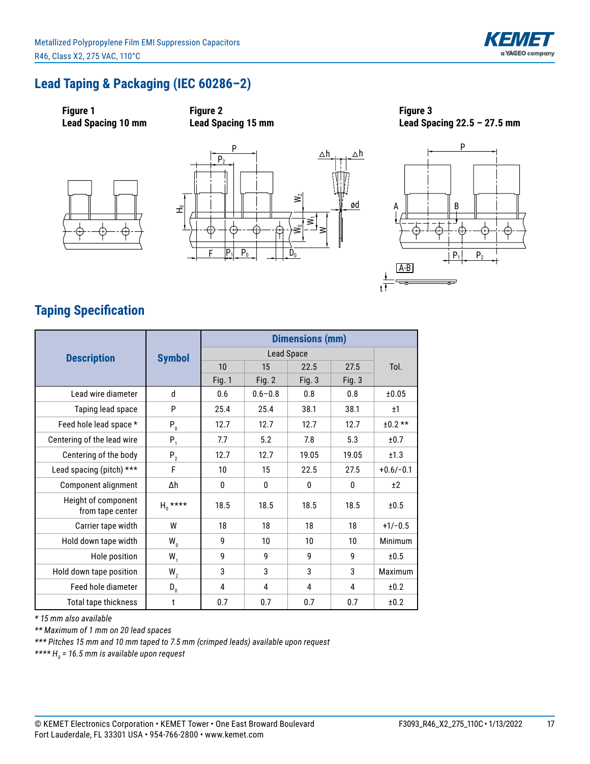## Lead Taping & Packaging (IEC 60286–2)

**Figure 1**
**Lead Spacing 10 mm**

**Figure 2**
**Lead Spacing 15 mm**

**Figure 3**
**Lead Spacing 22.5 – 27.5 mm**

## Taping Specification

| Description | Symbol | Dimensions (mm) | | | | |
|---|---|---|---|---|---|---|
| | | Lead Space | | | | Tol. |
| | | 10 | 15 | 22.5 | 27.5 | |
| | | Fig. 1 | Fig. 2 | Fig. 3 | Fig. 3 | |
| Lead wire diameter | d | 0.6 | 0.6−0.8 | 0.8 | 0.8 | ±0.05 |
| Taping lead space | P | 25.4 | 25.4 | 38.1 | 38.1 | ±1 |
| Feed hole lead space * | $P_0$ | 12.7 | 12.7 | 12.7 | 12.7 | ±0.2 ** |
| Centering of the lead wire | $P_1$ | 7.7 | 5.2 | 7.8 | 5.3 | ±0.7 |
| Centering of the body | $P_2$ | 12.7 | 12.7 | 19.05 | 19.05 | ±1.3 |
| Lead spacing (pitch) *** | F | 10 | 15 | 22.5 | 27.5 | +0.6/−0.1 |
| Component alignment | Δh | 0 | 0 | 0 | 0 | ±2 |
| Height of component from tape center | $H_0$ **** | 18.5 | 18.5 | 18.5 | 18.5 | ±0.5 |
| Carrier tape width | W | 18 | 18 | 18 | 18 | +1/−0.5 |
| Hold down tape width | $W_0$ | 9 | 10 | 10 | 10 | Minimum |
| Hole position | $W_1$ | 9 | 9 | 9 | 9 | ±0.5 |
| Hold down tape position | $W_2$ | 3 | 3 | 3 | 3 | Maximum |
| Feed hole diameter | $D_0$ | 4 | 4 | 4 | 4 | ±0.2 |
| Total tape thickness | t | 0.7 | 0.7 | 0.7 | 0.7 | ±0.2 |

*\* 15 mm also available*

*\*\* Maximum of 1 mm on 20 lead spaces*

*\*\*\* Pitches 15 mm and 10 mm taped to 7.5 mm (crimped leads) available upon request*

*\*\*\*\* $H_0$ = 16.5 mm is available upon request*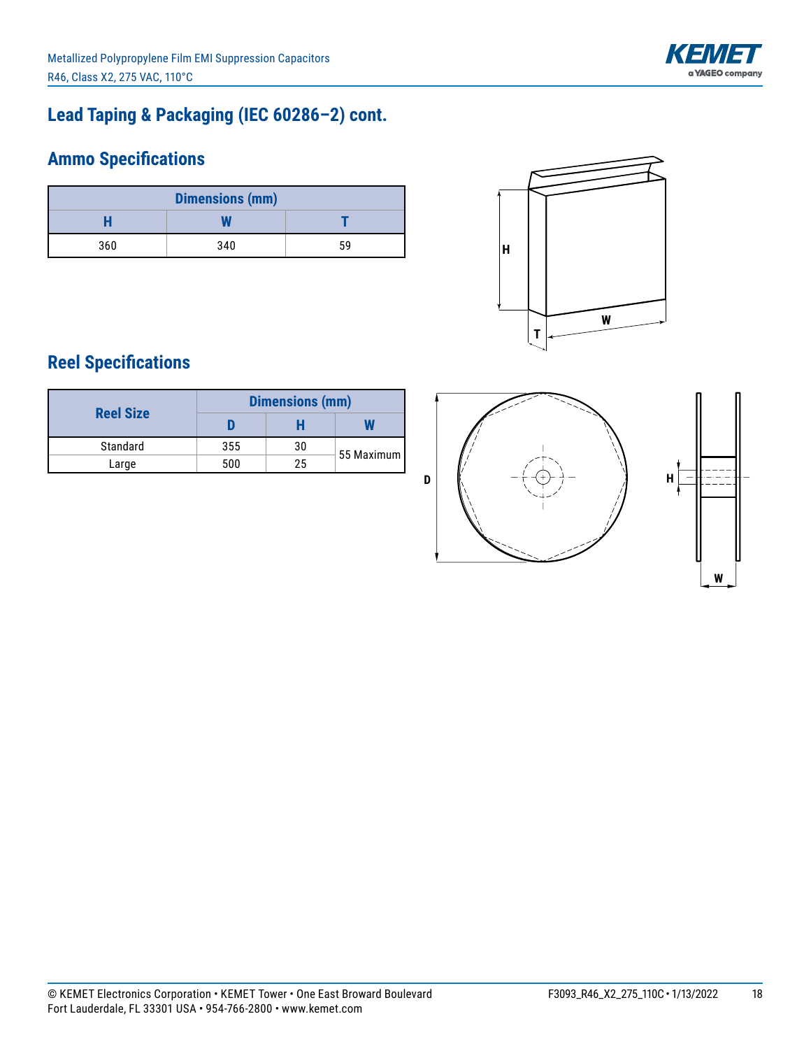## Lead Taping & Packaging (IEC 60286–2) cont.

### Ammo Specifications

| Dimensions (mm) | | |
|---|---|---|
| H | W | T |
| 360 | 340 | 59 |

### Reel Specifications

| Reel Size | Dimensions (mm) | | |
|---|---|---|---|
| | D | H | W |
| Standard | 355 | 30 | 55 Maximum |
| Large | 500 | 25 | |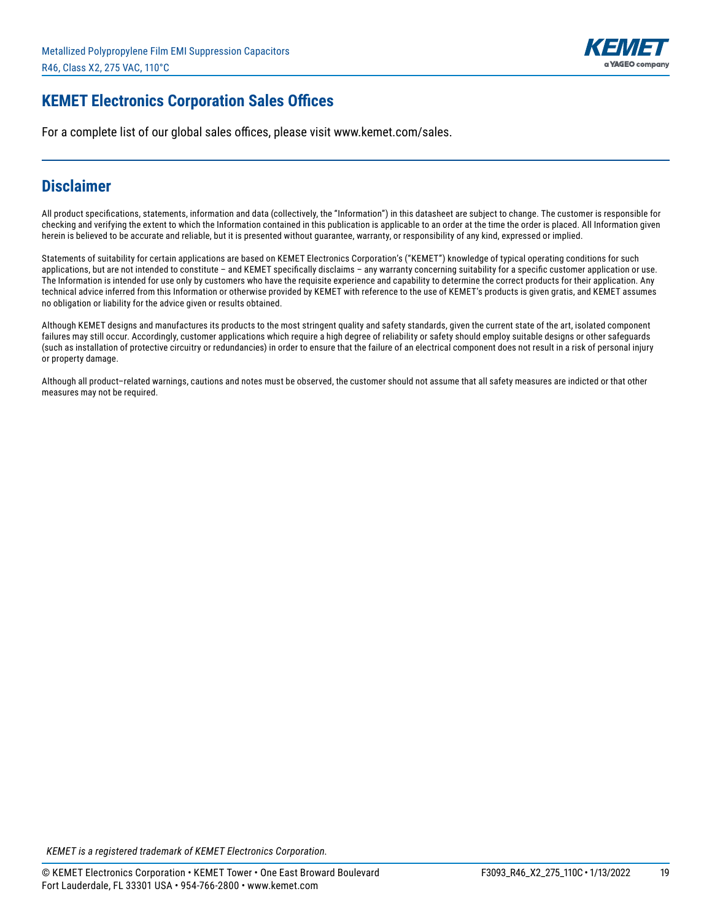## KEMET Electronics Corporation Sales Offices

For a complete list of our global sales offices, please visit www.kemet.com/sales.

## Disclaimer

All product specifications, statements, information and data (collectively, the "Information") in this datasheet are subject to change. The customer is responsible for checking and verifying the extent to which the Information contained in this publication is applicable to an order at the time the order is placed. All Information given herein is believed to be accurate and reliable, but it is presented without guarantee, warranty, or responsibility of any kind, expressed or implied.

Statements of suitability for certain applications are based on KEMET Electronics Corporation's ("KEMET") knowledge of typical operating conditions for such applications, but are not intended to constitute – and KEMET specifically disclaims – any warranty concerning suitability for a specific customer application or use. The Information is intended for use only by customers who have the requisite experience and capability to determine the correct products for their application. Any technical advice inferred from this Information or otherwise provided by KEMET with reference to the use of KEMET's products is given gratis, and KEMET assumes no obligation or liability for the advice given or results obtained.

Although KEMET designs and manufactures its products to the most stringent quality and safety standards, given the current state of the art, isolated component failures may still occur. Accordingly, customer applications which require a high degree of reliability or safety should employ suitable designs or other safeguards (such as installation of protective circuitry or redundancies) in order to ensure that the failure of an electrical component does not result in a risk of personal injury or property damage.

Although all product–related warnings, cautions and notes must be observed, the customer should not assume that all safety measures are indicted or that other measures may not be required.

*KEMET is a registered trademark of KEMET Electronics Corporation.*

© KEMET Electronics Corporation • KEMET Tower • One East Broward Boulevard
Fort Lauderdale, FL 33301 USA • 954-766-2800 • www.kemet.com